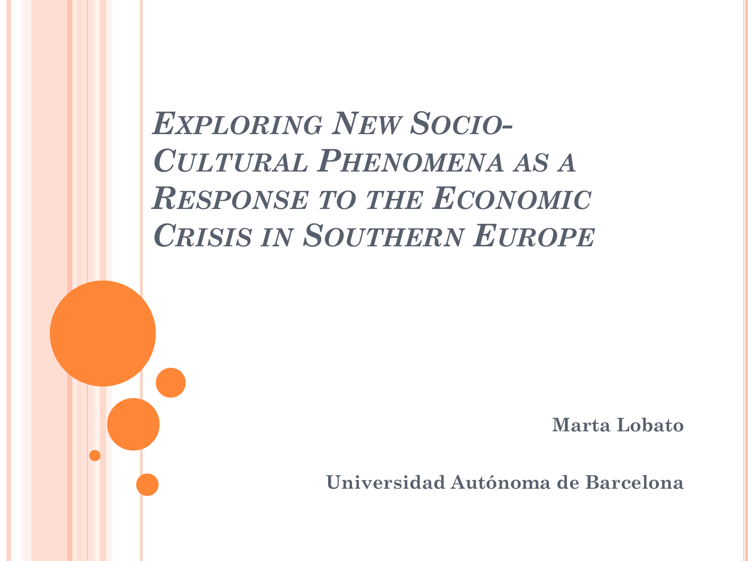# *Exploring New Socio-Cultural Phenomena as a Response to the Economic Crisis in Southern Europe*

**Marta Lobato**

**Universidad Autónoma de Barcelona**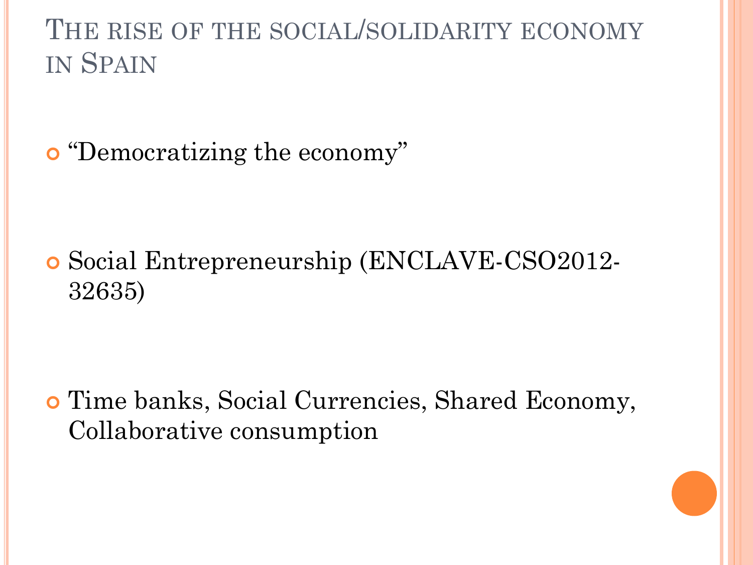# The rise of the social/solidarity economy in Spain

- "Democratizing the economy"
- Social Entrepreneurship (ENCLAVE-CSO2012-32635)
- Time banks, Social Currencies, Shared Economy, Collaborative consumption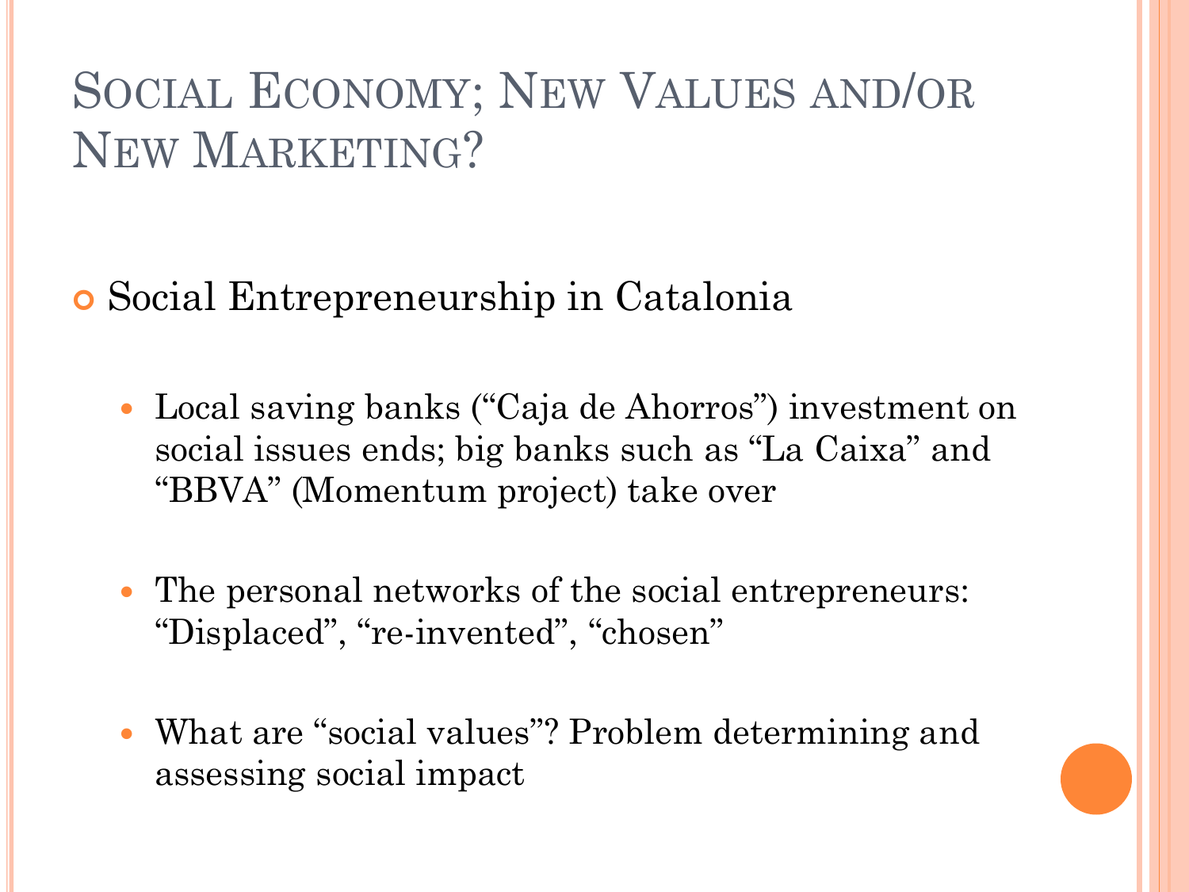# Social Economy; New Values and/or New Marketing?

- Social Entrepreneurship in Catalonia
  - Local saving banks (“Caja de Ahorros”) investment on social issues ends; big banks such as “La Caixa” and “BBVA” (Momentum project) take over
  - The personal networks of the social entrepreneurs: “Displaced”, “re-invented”, “chosen”
  - What are “social values”? Problem determining and assessing social impact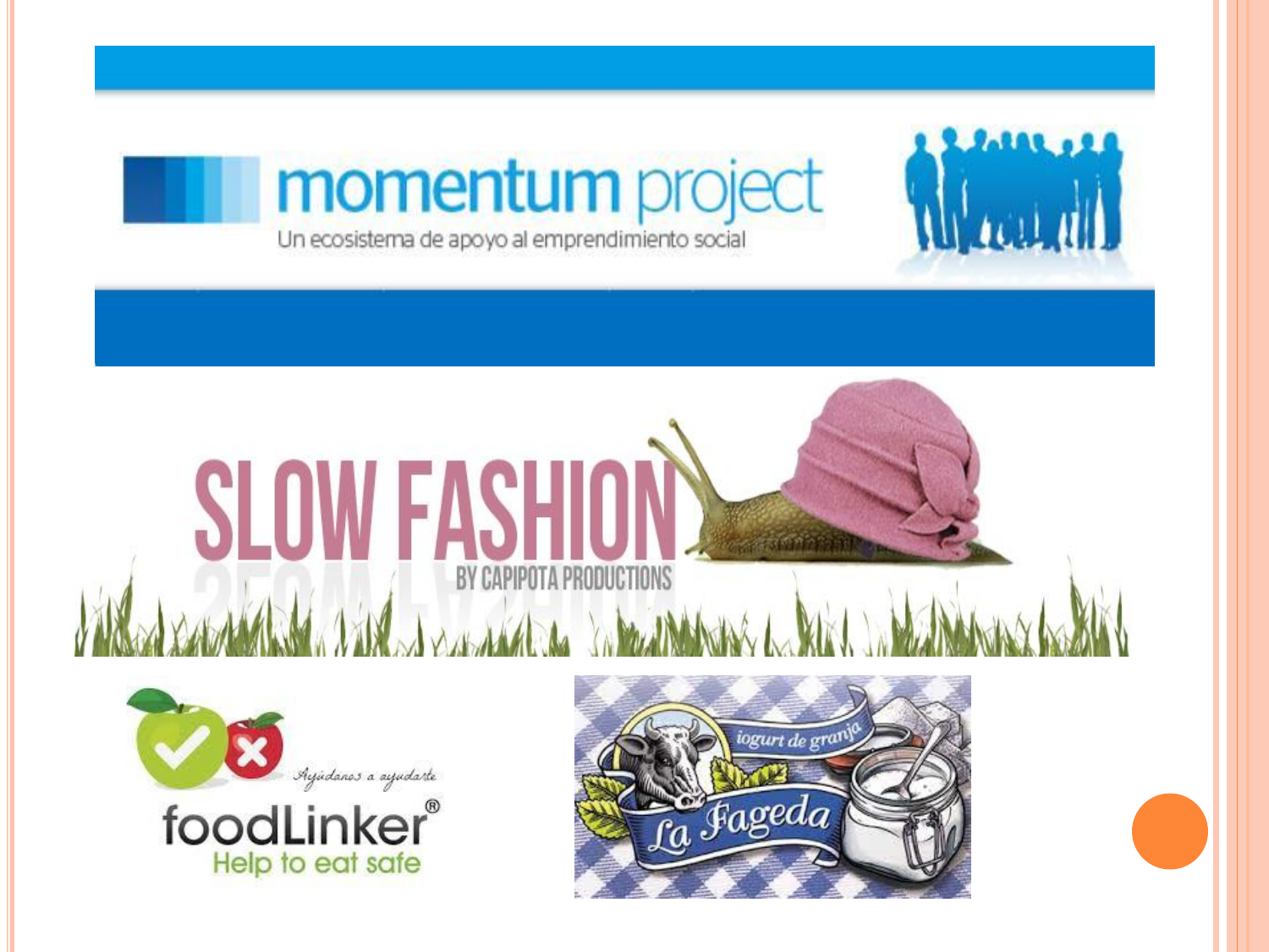momentum project

Un ecosistema de apoyo al emprendimiento social

SLOW FASHION

BY CAPIPOTA PRODUCTIONS

Ayúdanos a ayudarte

foodLinker®

Help to eat safe

iogurt de granja

La Fageda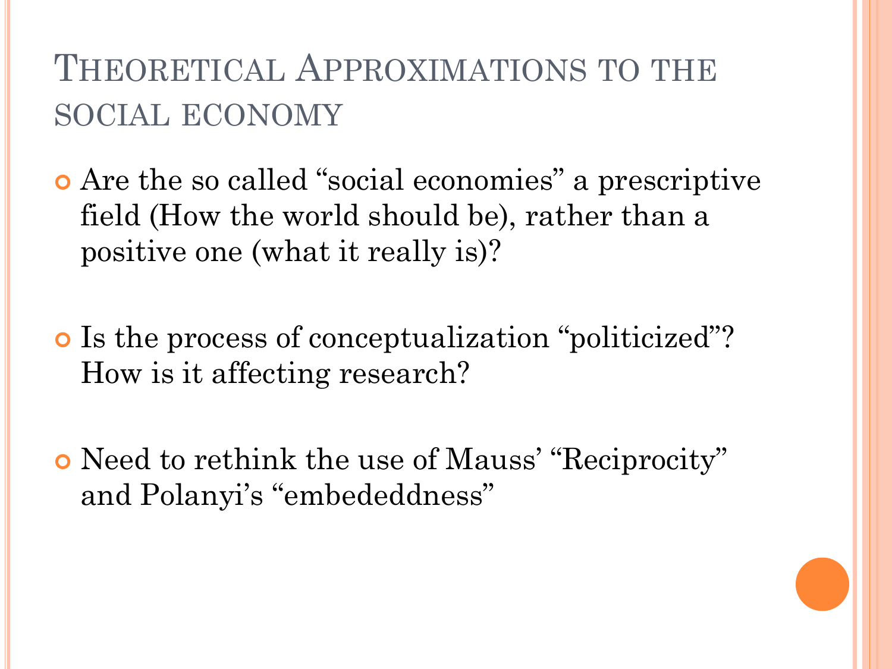# Theoretical Approximations to the social economy

- Are the so called "social economies" a prescriptive field (How the world should be), rather than a positive one (what it really is)?
- Is the process of conceptualization "politicized"? How is it affecting research?
- Need to rethink the use of Mauss' "Reciprocity" and Polanyi's "embededdness"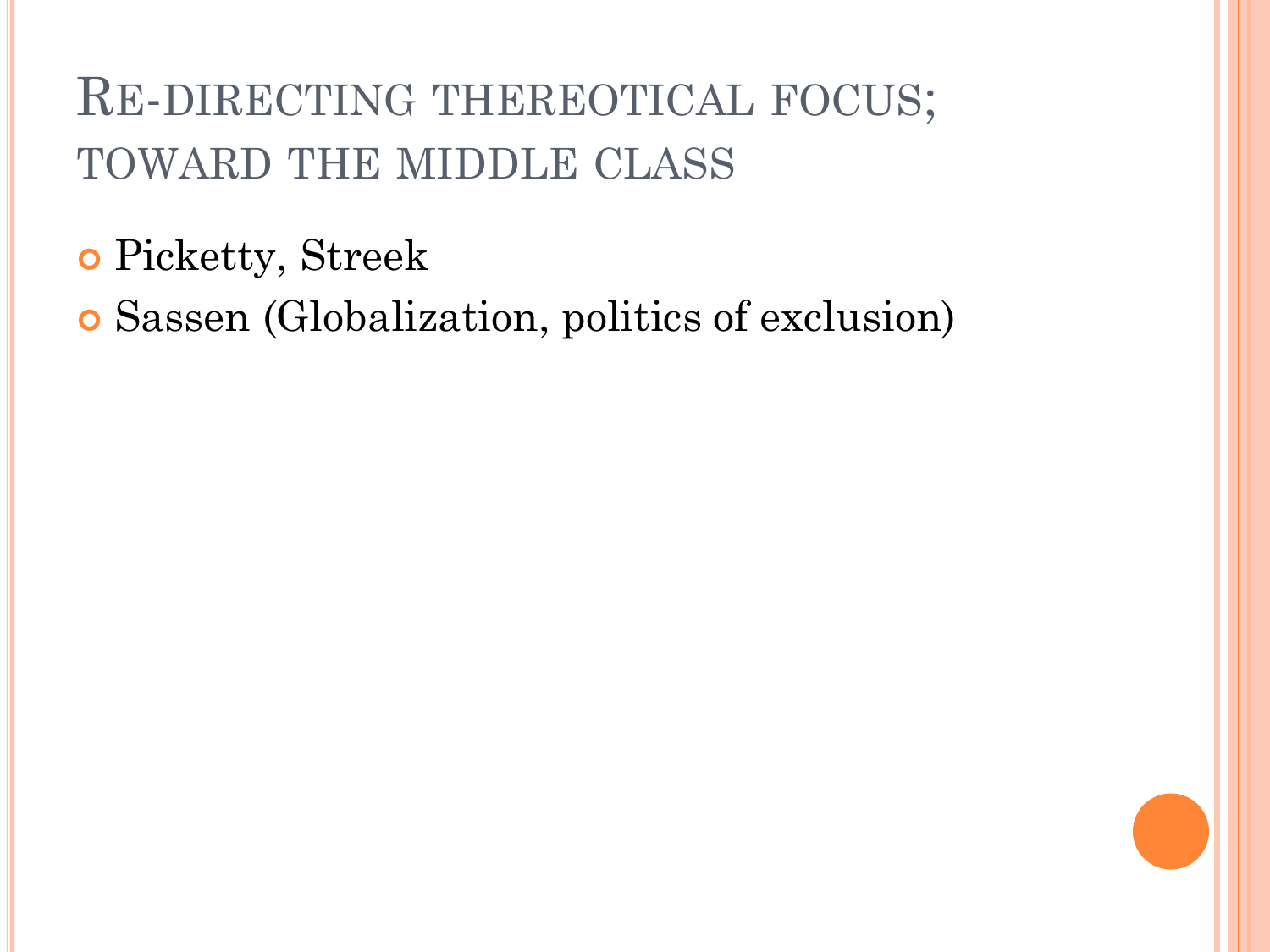# Re-directing thereotical focus; toward the middle class

- Picketty, Streek
- Sassen (Globalization, politics of exclusion)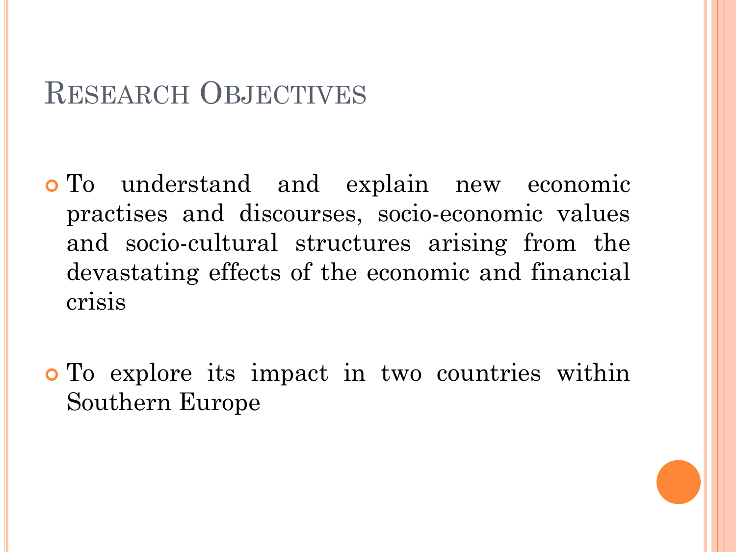# Research Objectives

- To understand and explain new economic practises and discourses, socio-economic values and socio-cultural structures arising from the devastating effects of the economic and financial crisis

- To explore its impact in two countries within Southern Europe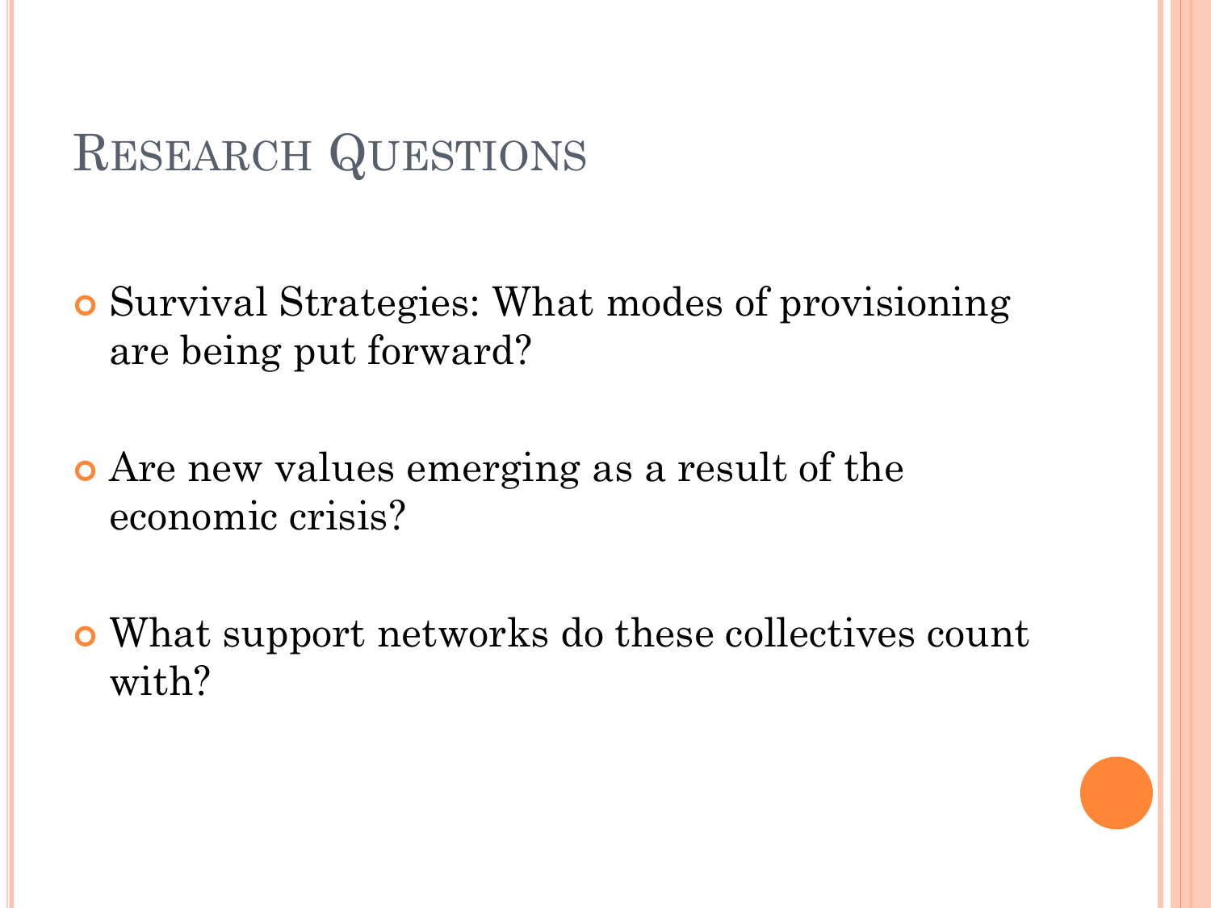# Research Questions

- Survival Strategies: What modes of provisioning are being put forward?
- Are new values emerging as a result of the economic crisis?
- What support networks do these collectives count with?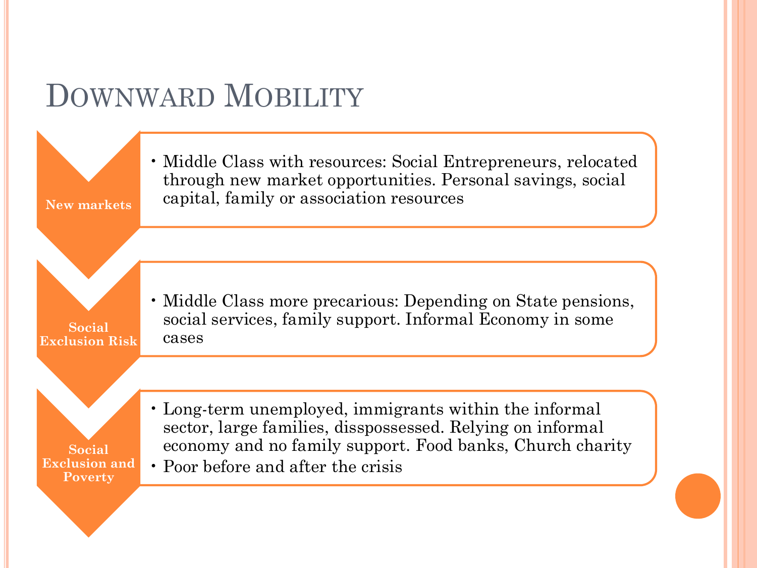# Downward Mobility

**New markets**

- Middle Class with resources: Social Entrepreneurs, relocated through new market opportunities. Personal savings, social capital, family or association resources

**Social Exclusion Risk**

- Middle Class more precarious: Depending on State pensions, social services, family support. Informal Economy in some cases

**Social Exclusion and Poverty**

- Long-term unemployed, immigrants within the informal sector, large families, disspossessed. Relying on informal economy and no family support. Food banks, Church charity
- Poor before and after the crisis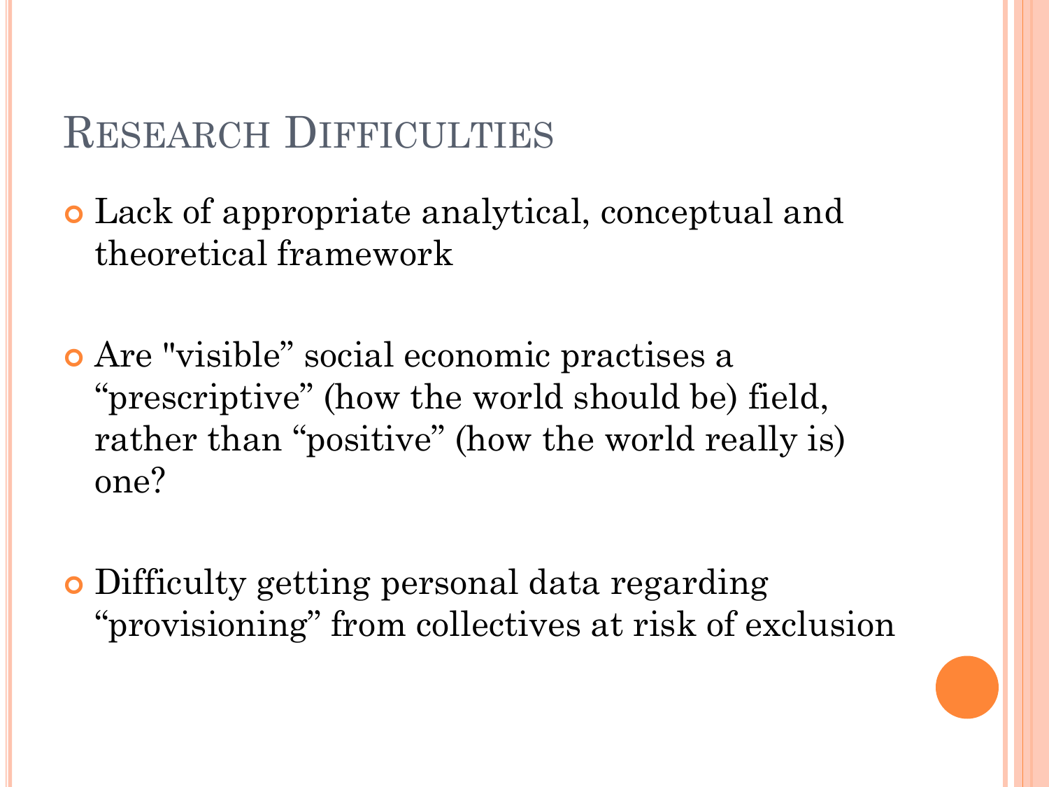# Research Difficulties

- Lack of appropriate analytical, conceptual and theoretical framework

- Are "visible" social economic practises a "prescriptive" (how the world should be) field, rather than "positive" (how the world really is) one?

- Difficulty getting personal data regarding "provisioning" from collectives at risk of exclusion